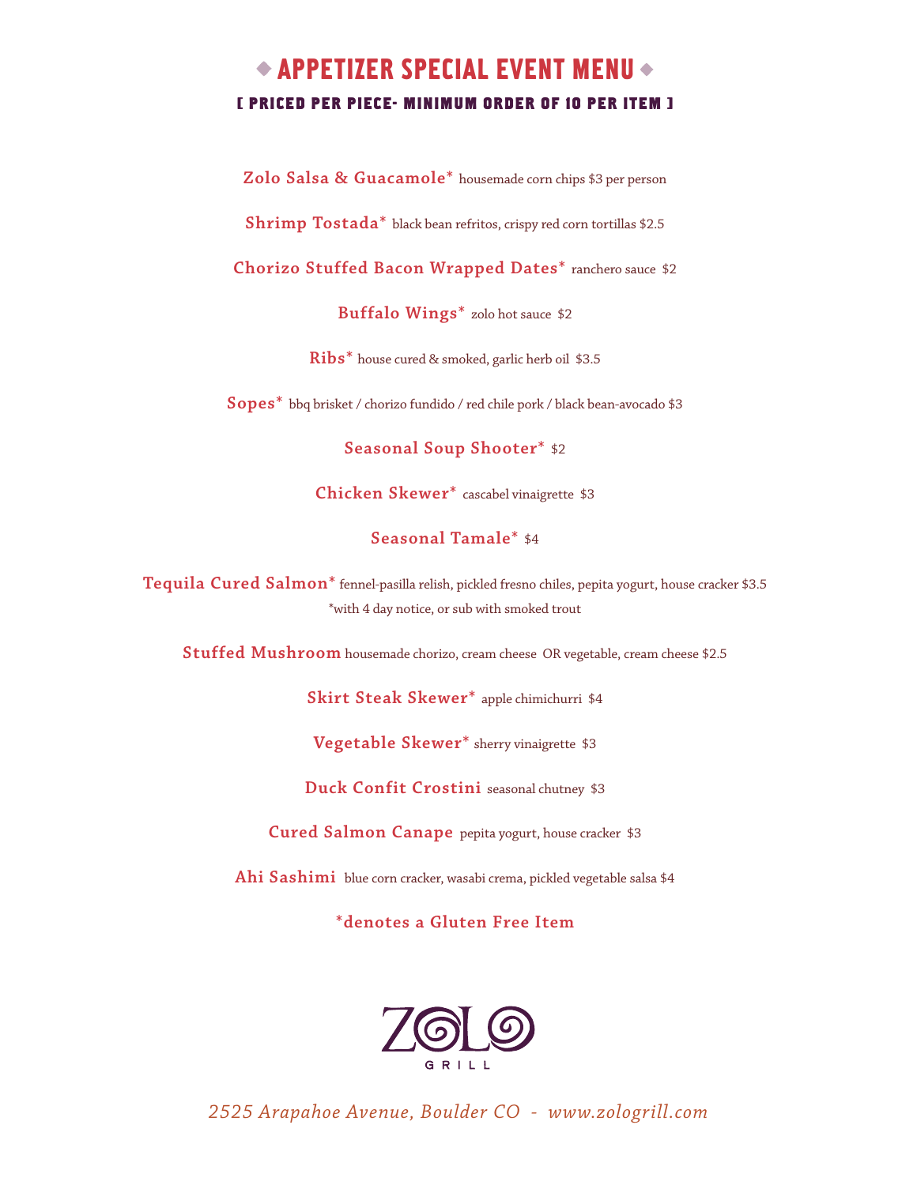# ◆ APPETIZER SPECIAL EVENT MENU ◆

**[ PRICED PER PIECE- MINIMUM ORDER OF 10 PER ITEM ]**

**Zolo Salsa & Guacamole*** housemade corn chips $3 per person

**Shrimp Tostada*** black bean refritos, crispy red corn tortillas $2.5

**Chorizo Stuffed Bacon Wrapped Dates*** ranchero sauce $2

**Buffalo Wings*** zolo hot sauce $2

**Ribs*** house cured & smoked, garlic herb oil $3.5

**Sopes*** bbq brisket / chorizo fundido / red chile pork / black bean-avocado $3

**Seasonal Soup Shooter*** $2

**Chicken Skewer*** cascabel vinaigrette $3

**Seasonal Tamale*** $4

**Tequila Cured Salmon*** fennel-pasilla relish, pickled fresno chiles, pepita yogurt, house cracker $3.5
*with 4 day notice, or sub with smoked trout

**Stuffed Mushroom** housemade chorizo, cream cheese OR vegetable, cream cheese $2.5

**Skirt Steak Skewer*** apple chimichurri $4

**Vegetable Skewer*** sherry vinaigrette $3

**Duck Confit Crostini** seasonal chutney $3

**Cured Salmon Canape** pepita yogurt, house cracker $3

**Ahi Sashimi** blue corn cracker, wasabi crema, pickled vegetable salsa $4

***denotes a Gluten Free Item**

ZOLO GRILL

*2525 Arapahoe Avenue, Boulder CO - www.zologrill.com*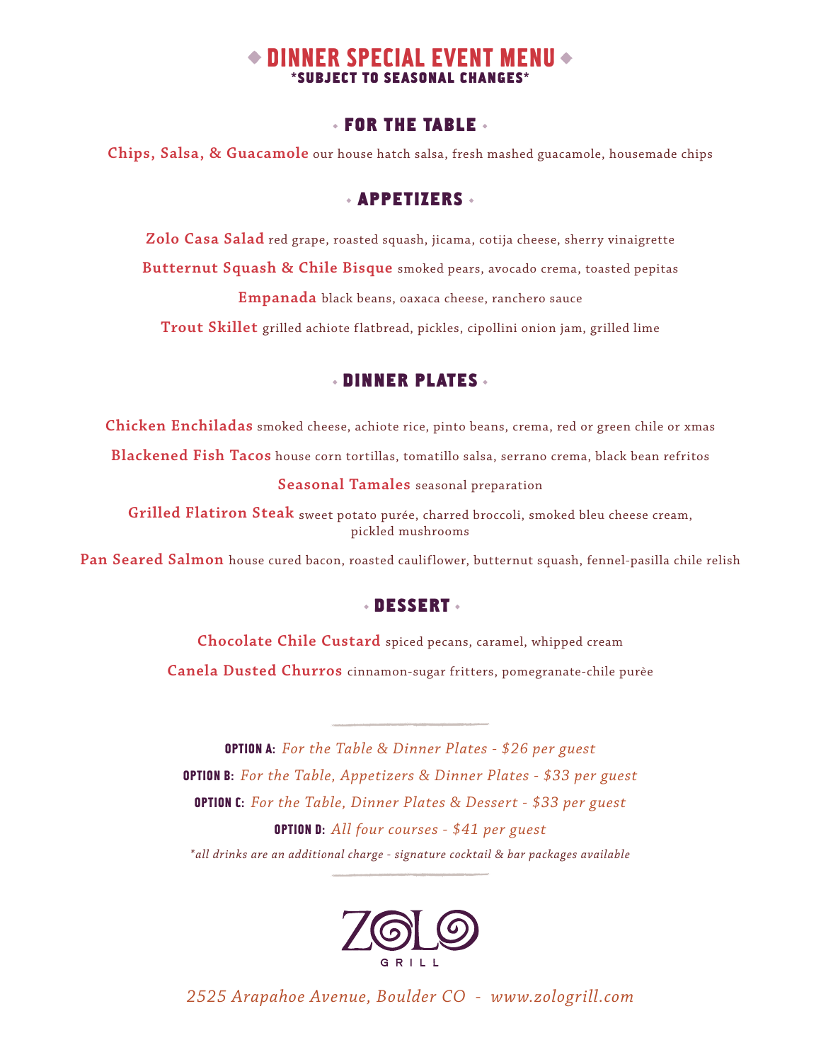# ◆ DINNER SPECIAL EVENT MENU ◆

**\*SUBJECT TO SEASONAL CHANGES\***

## FOR THE TABLE

**Chips, Salsa, & Guacamole** our house hatch salsa, fresh mashed guacamole, housemade chips

## APPETIZERS

**Zolo Casa Salad** red grape, roasted squash, jicama, cotija cheese, sherry vinaigrette

**Butternut Squash & Chile Bisque** smoked pears, avocado crema, toasted pepitas

**Empanada** black beans, oaxaca cheese, ranchero sauce

**Trout Skillet** grilled achiote flatbread, pickles, cipollini onion jam, grilled lime

## DINNER PLATES

**Chicken Enchiladas** smoked cheese, achiote rice, pinto beans, crema, red or green chile or xmas

**Blackened Fish Tacos** house corn tortillas, tomatillo salsa, serrano crema, black bean refritos

**Seasonal Tamales** seasonal preparation

**Grilled Flatiron Steak** sweet potato purée, charred broccoli, smoked bleu cheese cream, pickled mushrooms

**Pan Seared Salmon** house cured bacon, roasted cauliflower, butternut squash, fennel-pasilla chile relish

## DESSERT

**Chocolate Chile Custard** spiced pecans, caramel, whipped cream

**Canela Dusted Churros** cinnamon-sugar fritters, pomegranate-chile purèe

---

**OPTION A:** *For the Table & Dinner Plates - $26 per guest*

**OPTION B:** *For the Table, Appetizers & Dinner Plates - $33 per guest*

**OPTION C:** *For the Table, Dinner Plates & Dessert - $33 per guest*

**OPTION D:** *All four courses - $41 per guest*

*\*all drinks are an additional charge - signature cocktail & bar packages available*

---

ZOLO GRILL

*2525 Arapahoe Avenue, Boulder CO - www.zologrill.com*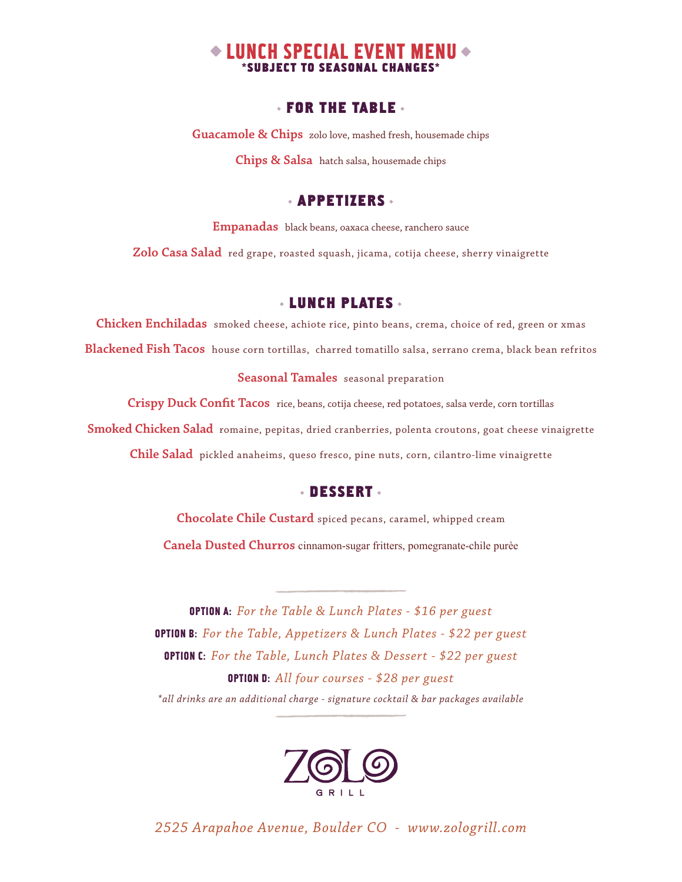# ◆ LUNCH SPECIAL EVENT MENU ◆

**\*SUBJECT TO SEASONAL CHANGES\***

## • FOR THE TABLE •

**Guacamole & Chips** zolo love, mashed fresh, housemade chips

**Chips & Salsa** hatch salsa, housemade chips

## • APPETIZERS •

**Empanadas** black beans, oaxaca cheese, ranchero sauce

**Zolo Casa Salad** red grape, roasted squash, jicama, cotija cheese, sherry vinaigrette

## • LUNCH PLATES •

**Chicken Enchiladas** smoked cheese, achiote rice, pinto beans, crema, choice of red, green or xmas

**Blackened Fish Tacos** house corn tortillas, charred tomatillo salsa, serrano crema, black bean refritos

**Seasonal Tamales** seasonal preparation

**Crispy Duck Confit Tacos** rice, beans, cotija cheese, red potatoes, salsa verde, corn tortillas

**Smoked Chicken Salad** romaine, pepitas, dried cranberries, polenta croutons, goat cheese vinaigrette

**Chile Salad** pickled anaheims, queso fresco, pine nuts, corn, cilantro-lime vinaigrette

## • DESSERT •

**Chocolate Chile Custard** spiced pecans, caramel, whipped cream

**Canela Dusted Churros** cinnamon-sugar fritters, pomegranate-chile purèe

---

**OPTION A:** *For the Table & Lunch Plates - $16 per guest*

**OPTION B:** *For the Table, Appetizers & Lunch Plates - $22 per guest*

**OPTION C:** *For the Table, Lunch Plates & Dessert - $22 per guest*

**OPTION D:** *All four courses - $28 per guest*

*\*all drinks are an additional charge - signature cocktail & bar packages available*

---

ZOLO GRILL

*2525 Arapahoe Avenue, Boulder CO - www.zologrill.com*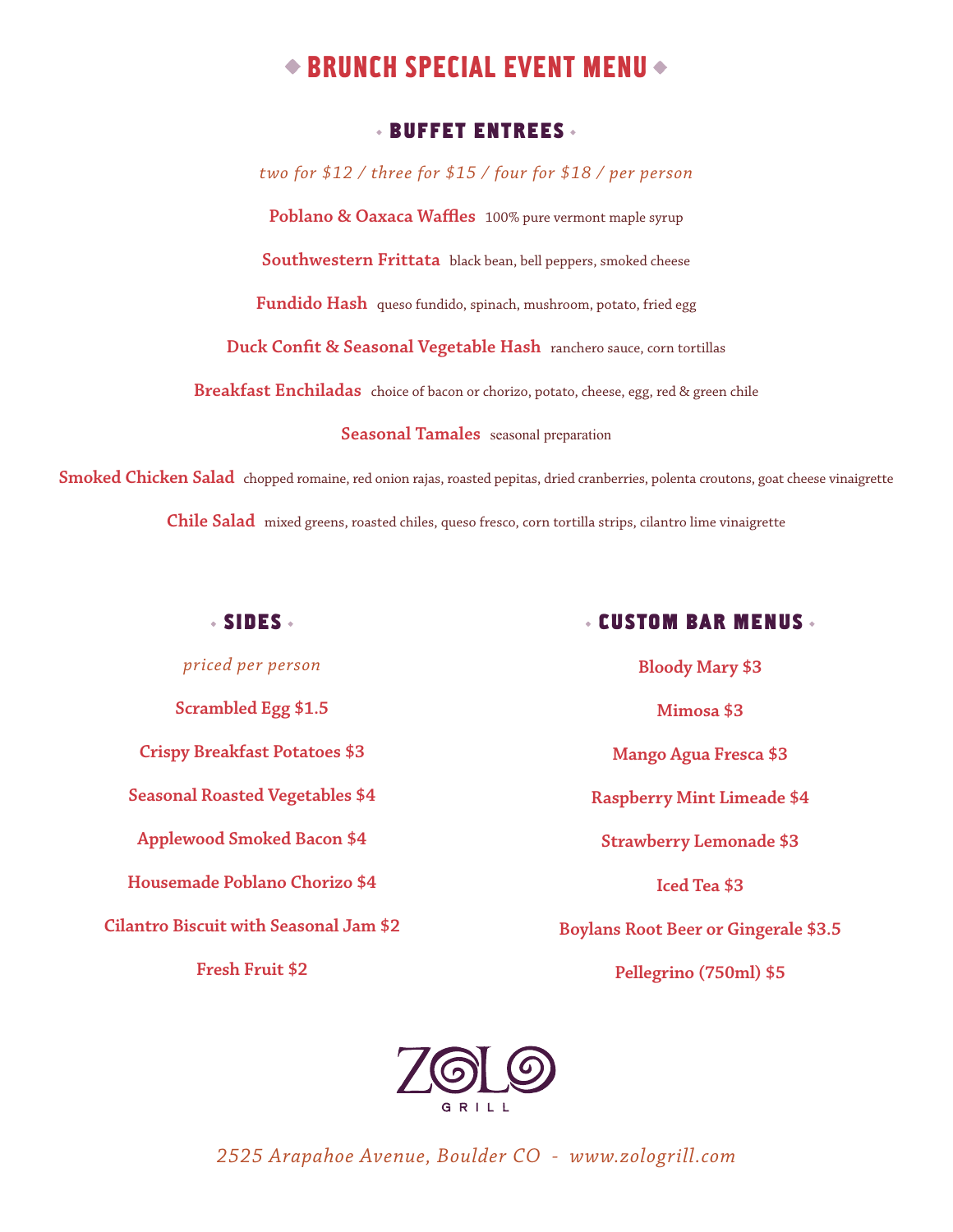# BRUNCH SPECIAL EVENT MENU

## BUFFET ENTREES

*two for $12 / three for $15 / four for $18 / per person*

**Poblano & Oaxaca Waffles** 100% pure vermont maple syrup

**Southwestern Frittata** black bean, bell peppers, smoked cheese

**Fundido Hash** queso fundido, spinach, mushroom, potato, fried egg

**Duck Confit & Seasonal Vegetable Hash** ranchero sauce, corn tortillas

**Breakfast Enchiladas** choice of bacon or chorizo, potato, cheese, egg, red & green chile

**Seasonal Tamales** seasonal preparation

**Smoked Chicken Salad** chopped romaine, red onion rajas, roasted pepitas, dried cranberries, polenta croutons, goat cheese vinaigrette

**Chile Salad** mixed greens, roasted chiles, queso fresco, corn tortilla strips, cilantro lime vinaigrette

## SIDES

*priced per person*

**Scrambled Egg $1.5**

**Crispy Breakfast Potatoes $3**

**Seasonal Roasted Vegetables $4**

**Applewood Smoked Bacon $4**

**Housemade Poblano Chorizo $4**

**Cilantro Biscuit with Seasonal Jam $2**

**Fresh Fruit $2**

## CUSTOM BAR MENUS

**Bloody Mary $3**

**Mimosa $3**

**Mango Agua Fresca $3**

**Raspberry Mint Limeade $4**

**Strawberry Lemonade $3**

**Iced Tea $3**

**Boylans Root Beer or Gingerale $3.5**

**Pellegrino (750ml) $5**

ZOLO GRILL

*2525 Arapahoe Avenue, Boulder CO - www.zologrill.com*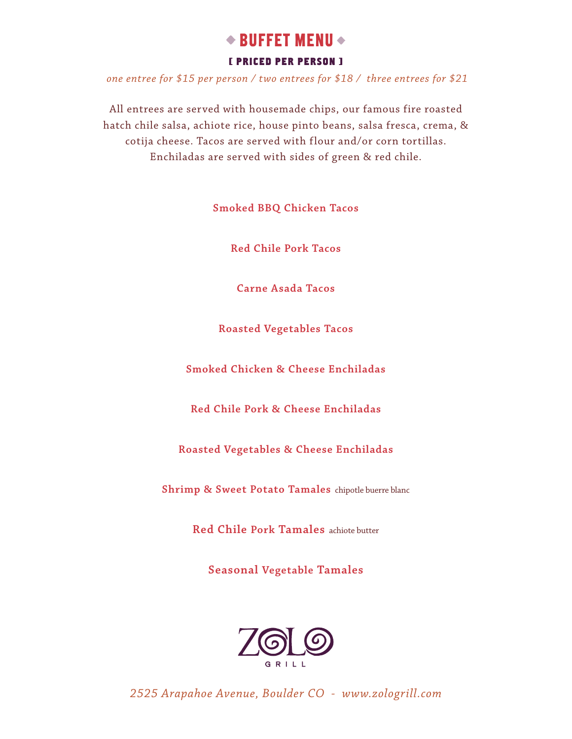# ◆ BUFFET MENU ◆

**[ PRICED PER PERSON ]**

*one entree for $15 per person / two entrees for $18 / three entrees for $21*

All entrees are served with housemade chips, our famous fire roasted hatch chile salsa, achiote rice, house pinto beans, salsa fresca, crema, & cotija cheese. Tacos are served with flour and/or corn tortillas. Enchiladas are served with sides of green & red chile.

**Smoked BBQ Chicken Tacos**

**Red Chile Pork Tacos**

**Carne Asada Tacos**

**Roasted Vegetables Tacos**

**Smoked Chicken & Cheese Enchiladas**

**Red Chile Pork & Cheese Enchiladas**

**Roasted Vegetables & Cheese Enchiladas**

**Shrimp & Sweet Potato Tamales** chipotle buerre blanc

**Red Chile Pork Tamales** achiote butter

**Seasonal Vegetable Tamales**

ZOLO GRILL

*2525 Arapahoe Avenue, Boulder CO - www.zologrill.com*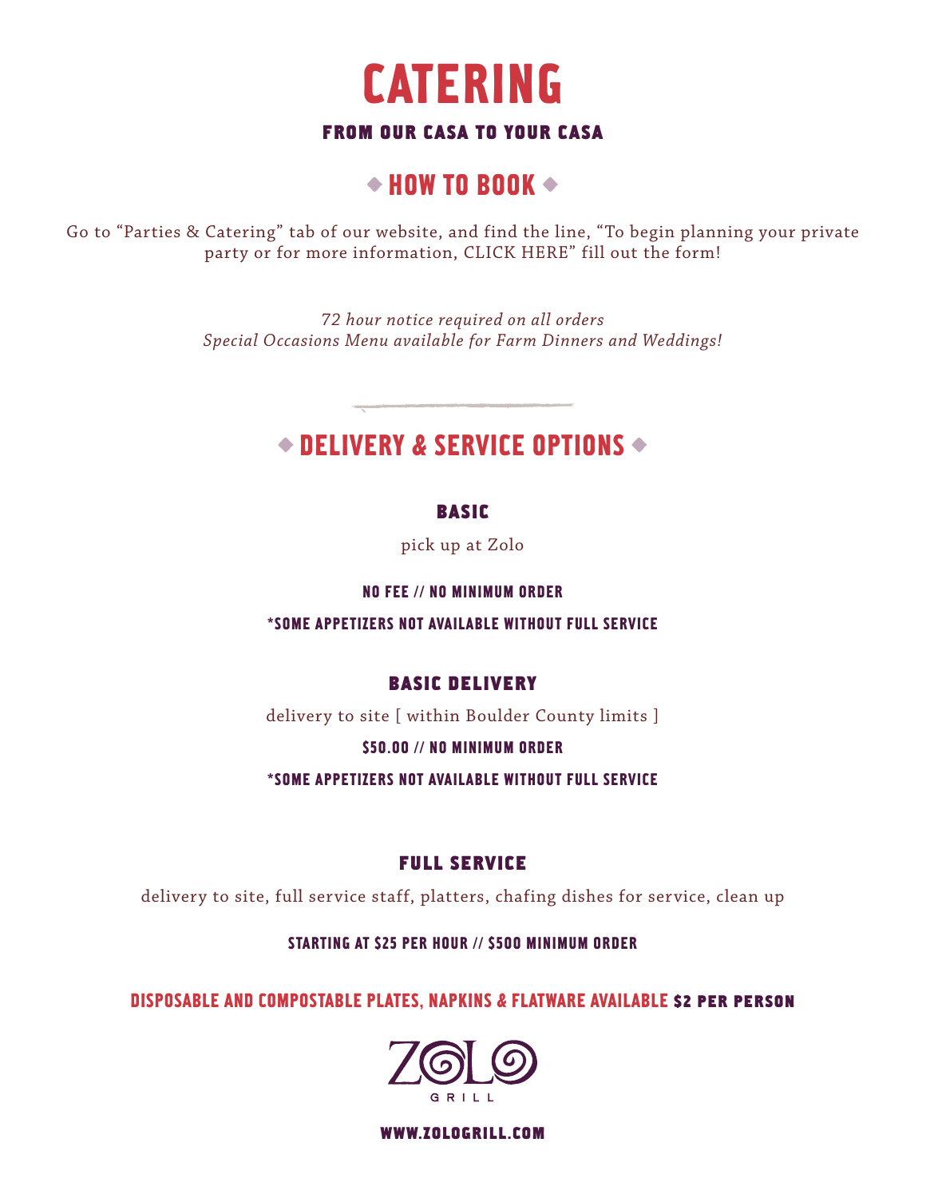# CATERING

**FROM OUR CASA TO YOUR CASA**

## ◆ HOW TO BOOK ◆

Go to "Parties & Catering" tab of our website, and find the line, "To begin planning your private party or for more information, CLICK HERE" fill out the form!

*72 hour notice required on all orders*
*Special Occasions Menu available for Farm Dinners and Weddings!*

## ◆ DELIVERY & SERVICE OPTIONS ◆

### BASIC

pick up at Zolo

**NO FEE // NO MINIMUM ORDER**

***SOME APPETIZERS NOT AVAILABLE WITHOUT FULL SERVICE**

### BASIC DELIVERY

delivery to site [ within Boulder County limits ]

**$50.00 // NO MINIMUM ORDER**

***SOME APPETIZERS NOT AVAILABLE WITHOUT FULL SERVICE**

### FULL SERVICE

delivery to site, full service staff, platters, chafing dishes for service, clean up

**STARTING AT $25 PER HOUR // $500 MINIMUM ORDER**

**DISPOSABLE AND COMPOSTABLE PLATES, NAPKINS & FLATWARE AVAILABLE $2 PER PERSON**

ZOLO GRILL

**WWW.ZOLOGRILL.COM**